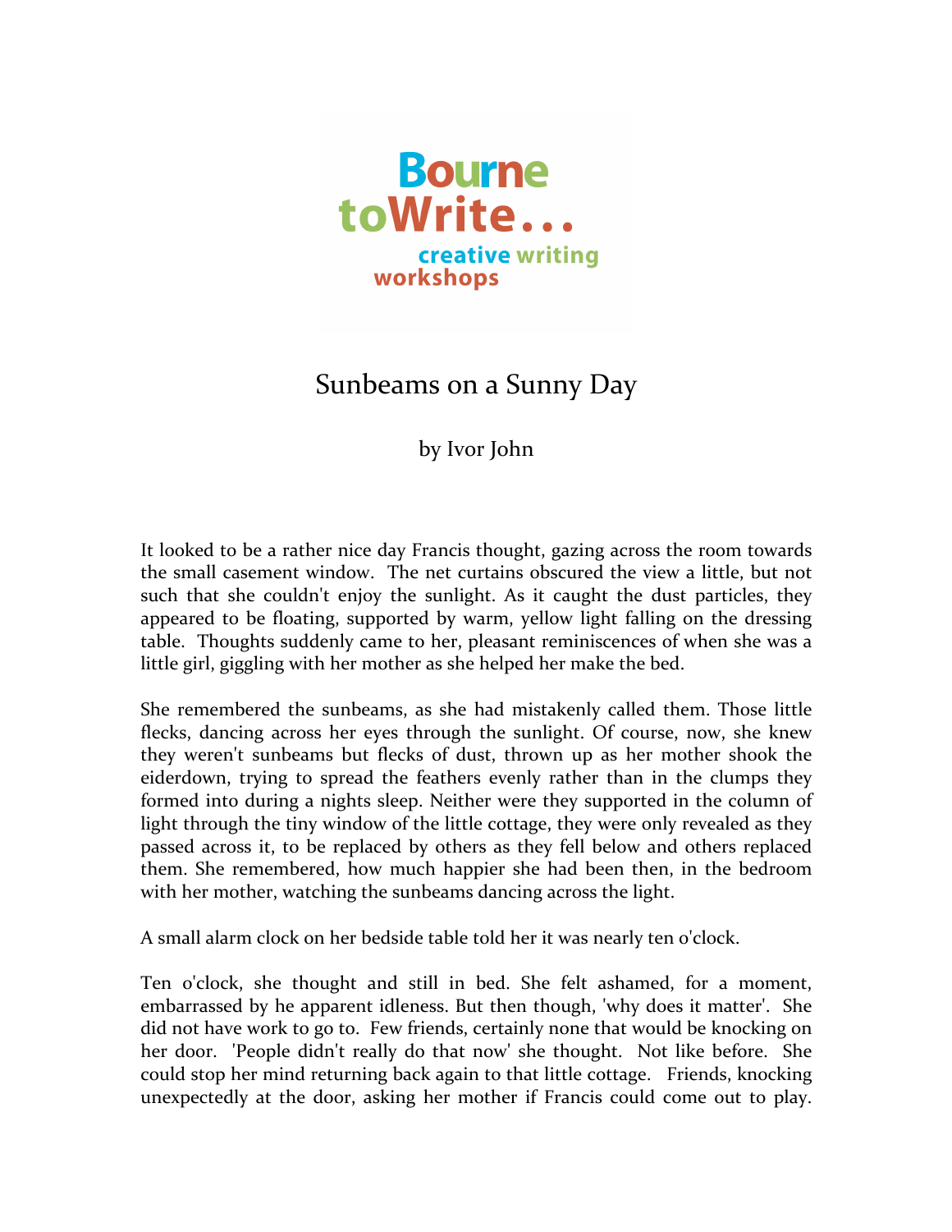Bourne toWrite... creative writing workshops

# Sunbeams on a Sunny Day

by Ivor John

It looked to be a rather nice day Francis thought, gazing across the room towards the small casement window. The net curtains obscured the view a little, but not such that she couldn't enjoy the sunlight. As it caught the dust particles, they appeared to be floating, supported by warm, yellow light falling on the dressing table. Thoughts suddenly came to her, pleasant reminiscences of when she was a little girl, giggling with her mother as she helped her make the bed.

She remembered the sunbeams, as she had mistakenly called them. Those little flecks, dancing across her eyes through the sunlight. Of course, now, she knew they weren't sunbeams but flecks of dust, thrown up as her mother shook the eiderdown, trying to spread the feathers evenly rather than in the clumps they formed into during a nights sleep. Neither were they supported in the column of light through the tiny window of the little cottage, they were only revealed as they passed across it, to be replaced by others as they fell below and others replaced them. She remembered, how much happier she had been then, in the bedroom with her mother, watching the sunbeams dancing across the light.

A small alarm clock on her bedside table told her it was nearly ten o'clock.

Ten o'clock, she thought and still in bed. She felt ashamed, for a moment, embarrassed by he apparent idleness. But then though, 'why does it matter'. She did not have work to go to. Few friends, certainly none that would be knocking on her door. 'People didn't really do that now' she thought. Not like before. She could stop her mind returning back again to that little cottage. Friends, knocking unexpectedly at the door, asking her mother if Francis could come out to play.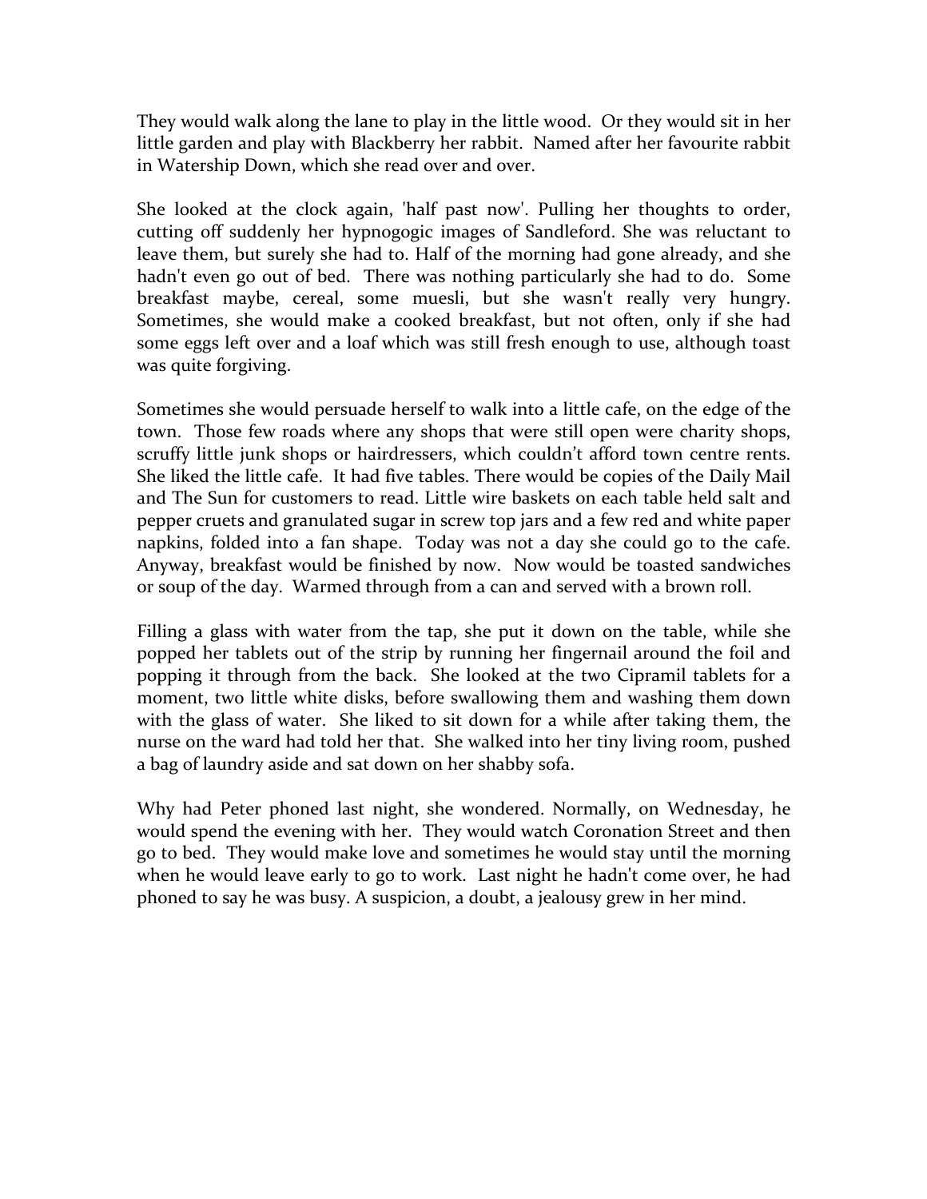They would walk along the lane to play in the little wood. Or they would sit in her little garden and play with Blackberry her rabbit. Named after her favourite rabbit in Watership Down, which she read over and over.

She looked at the clock again, 'half past now'. Pulling her thoughts to order, cutting off suddenly her hypnogogic images of Sandleford. She was reluctant to leave them, but surely she had to. Half of the morning had gone already, and she hadn't even go out of bed. There was nothing particularly she had to do. Some breakfast maybe, cereal, some muesli, but she wasn't really very hungry. Sometimes, she would make a cooked breakfast, but not often, only if she had some eggs left over and a loaf which was still fresh enough to use, although toast was quite forgiving.

Sometimes she would persuade herself to walk into a little cafe, on the edge of the town. Those few roads where any shops that were still open were charity shops, scruffy little junk shops or hairdressers, which couldn't afford town centre rents. She liked the little cafe. It had five tables. There would be copies of the Daily Mail and The Sun for customers to read. Little wire baskets on each table held salt and pepper cruets and granulated sugar in screw top jars and a few red and white paper napkins, folded into a fan shape. Today was not a day she could go to the cafe. Anyway, breakfast would be finished by now. Now would be toasted sandwiches or soup of the day. Warmed through from a can and served with a brown roll.

Filling a glass with water from the tap, she put it down on the table, while she popped her tablets out of the strip by running her fingernail around the foil and popping it through from the back. She looked at the two Cipramil tablets for a moment, two little white disks, before swallowing them and washing them down with the glass of water. She liked to sit down for a while after taking them, the nurse on the ward had told her that. She walked into her tiny living room, pushed a bag of laundry aside and sat down on her shabby sofa.

Why had Peter phoned last night, she wondered. Normally, on Wednesday, he would spend the evening with her. They would watch Coronation Street and then go to bed. They would make love and sometimes he would stay until the morning when he would leave early to go to work. Last night he hadn't come over, he had phoned to say he was busy. A suspicion, a doubt, a jealousy grew in her mind.